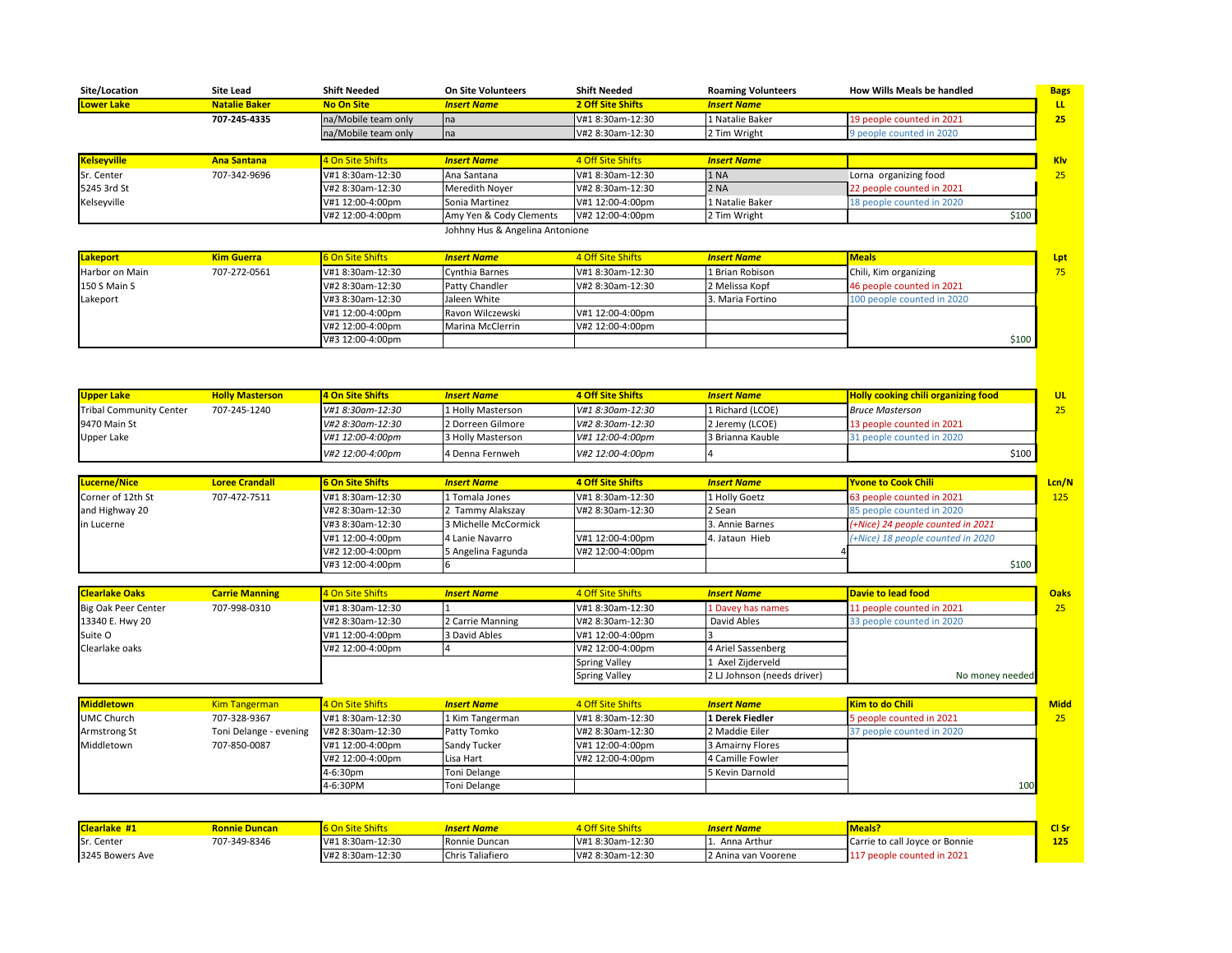| Site/Location | Site Lead | Shift Needed | On Site Volunteers | Shift Needed | Roaming Volunteers | How Wills Meals be handled | Bags |
|---|---|---|---|---|---|---|---|
| **Lower Lake** | **Natalie Baker** | **No On Site** | ***Insert Name*** | **2 Off Site Shifts** | ***Insert Name*** | | **LL** |
| | 707-245-4335 | na/Mobile team only | na | V#1 8:30am-12:30 | 1 Natalie Baker | 19 people counted in 2021 | 25 |
| | | na/Mobile team only | na | V#2 8:30am-12:30 | 2 Tim Wright | 9 people counted in 2020 | |
| | | | | | | | |
| **Kelseyville** | **Ana Santana** | 4 On Site Shifts | ***Insert Name*** | 4 Off Site Shifts | ***Insert Name*** | | **Klv** |
| Sr. Center | 707-342-9696 | V#1 8:30am-12:30 | Ana Santana | V#1 8:30am-12:30 | 1 NA | Lorna organizing food | 25 |
| 5245 3rd St | | V#2 8:30am-12:30 | Meredith Noyer | V#2 8:30am-12:30 | 2 NA | 22 people counted in 2021 | |
| Kelseyville | | V#1 12:00-4:00pm | Sonia Martinez | V#1 12:00-4:00pm | 1 Natalie Baker | 18 people counted in 2020 | |
| | | V#2 12:00-4:00pm | Amy Yen & Cody Clements | V#2 12:00-4:00pm | 2 Tim Wright | $100 | |
| | | | Johhny Hus & Angelina Antonione | | | | |
| | | | | | | | |
| **Lakeport** | **Kim Guerra** | 6 On Site Shifts | ***Insert Name*** | 4 Off Site Shifts | ***Insert Name*** | **Meals** | **Lpt** |
| Harbor on Main | 707-272-0561 | V#1 8:30am-12:30 | Cynthia Barnes | V#1 8:30am-12:30 | 1 Brian Robison | Chili, Kim organizing | 75 |
| 150 S Main S | | V#2 8:30am-12:30 | Patty Chandler | V#2 8:30am-12:30 | 2 Melissa Kopf | 46 people counted in 2021 | |
| Lakeport | | V#3 8:30am-12:30 | Jaleen White | | 3. Maria Fortino | 100 people counted in 2020 | |
| | | V#1 12:00-4:00pm | Ravon Wilczewski | V#1 12:00-4:00pm | | | |
| | | V#2 12:00-4:00pm | Marina McClerrin | V#2 12:00-4:00pm | | | |
| | | V#3 12:00-4:00pm | | | | $100 | |
| | | | | | | | |
| **Upper Lake** | **Holly Masterson** | **4 On Site Shifts** | ***Insert Name*** | **4 Off Site Shifts** | ***Insert Name*** | **Holly cooking chili organizing food** | **UL** |
| Tribal Community Center | 707-245-1240 | *V#1 8:30am-12:30* | 1 Holly Masterson | *V#1 8:30am-12:30* | 1 Richard (LCOE) | *Bruce Masterson* | 25 |
| 9470 Main St | | *V#2 8:30am-12:30* | 2 Dorreen Gilmore | *V#2 8:30am-12:30* | 2 Jeremy (LCOE) | 13 people counted in 2021 | |
| Upper Lake | | *V#1 12:00-4:00pm* | 3 Holly Masterson | *V#1 12:00-4:00pm* | 3 Brianna Kauble | 31 people counted in 2020 | |
| | | *V#2 12:00-4:00pm* | 4 Denna Fernweh | *V#2 12:00-4:00pm* | 4 | $100 | |
| | | | | | | | |
| **Lucerne/Nice** | **Loree Crandall** | **6 On Site Shifts** | ***Insert Name*** | **4 Off Site Shifts** | ***Insert Name*** | **Yvone to Cook Chili** | **Lcn/N** |
| Corner of 12th St | 707-472-7511 | V#1 8:30am-12:30 | 1 Tomala Jones | V#1 8:30am-12:30 | 1 Holly Goetz | 63 people counted in 2021 | 125 |
| and Highway 20 | | V#2 8:30am-12:30 | 2 Tammy Alakszay | V#2 8:30am-12:30 | 2 Sean | 85 people counted in 2020 | |
| in Lucerne | | V#3 8:30am-12:30 | 3 Michelle McCormick | | 3. Annie Barnes | *(+Nice) 24 people counted in 2021* | |
| | | V#1 12:00-4:00pm | 4 Lanie Navarro | V#1 12:00-4:00pm | 4. Jataun Hieb | *(+Nice) 18 people counted in 2020* | |
| | | V#2 12:00-4:00pm | 5 Angelina Fagunda | V#2 12:00-4:00pm | 4 | | |
| | | V#3 12:00-4:00pm | 6 | | | $100 | |
| | | | | | | | |
| **Clearlake Oaks** | **Carrie Manning** | 4 On Site Shifts | ***Insert Name*** | 4 Off Site Shifts | ***Insert Name*** | **Davie to lead food** | **Oaks** |
| Big Oak Peer Center | 707-998-0310 | V#1 8:30am-12:30 | 1 | V#1 8:30am-12:30 | 1 Davey has names | 11 people counted in 2021 | 25 |
| 13340 E. Hwy 20 | | V#2 8:30am-12:30 | 2 Carrie Manning | V#2 8:30am-12:30 | David Ables | 33 people counted in 2020 | |
| Suite O | | V#1 12:00-4:00pm | 3 David Ables | V#1 12:00-4:00pm | 3 | | |
| Clearlake oaks | | V#2 12:00-4:00pm | 4 | V#2 12:00-4:00pm | 4 Ariel Sassenberg | | |
| | | | | Spring Valley | 1 Axel Zijderveld | | |
| | | | | Spring Valley | 2 LJ Johnson (needs driver) | No money needed | |
| | | | | | | | |
| **Middletown** | Kim Tangerman | 4 On Site Shifts | ***Insert Name*** | 4 Off Site Shifts | ***Insert Name*** | **Kim to do Chili** | **Midd** |
| UMC Church | 707-328-9367 | V#1 8:30am-12:30 | 1 Kim Tangerman | V#1 8:30am-12:30 | **1 Derek Fiedler** | 5 people counted in 2021 | 25 |
| Armstrong St | Toni Delange - evening | V#2 8:30am-12:30 | Patty Tomko | V#2 8:30am-12:30 | 2 Maddie Eiler | 37 people counted in 2020 | |
| Middletown | 707-850-0087 | V#1 12:00-4:00pm | Sandy Tucker | V#1 12:00-4:00pm | 3 Amairny Flores | | |
| | | V#2 12:00-4:00pm | Lisa Hart | V#2 12:00-4:00pm | 4 Camille Fowler | | |
| | | 4-6:30pm | Toni Delange | | 5 Kevin Darnold | | |
| | | 4-6:30PM | Toni Delange | | | 100 | |
| | | | | | | | |
| **Clearlake #1** | **Ronnie Duncan** | 6 On Site Shifts | ***Insert Name*** | 4 Off Site Shifts | ***Insert Name*** | **Meals?** | **Cl Sr** |
| Sr. Center | 707-349-8346 | V#1 8:30am-12:30 | Ronnie Duncan | V#1 8:30am-12:30 | 1. Anna Arthur | Carrie to call Joyce or Bonnie | **125** |
| 3245 Bowers Ave | | V#2 8:30am-12:30 | Chris Taliafiero | V#2 8:30am-12:30 | 2 Anina van Voorene | 117 people counted in 2021 | |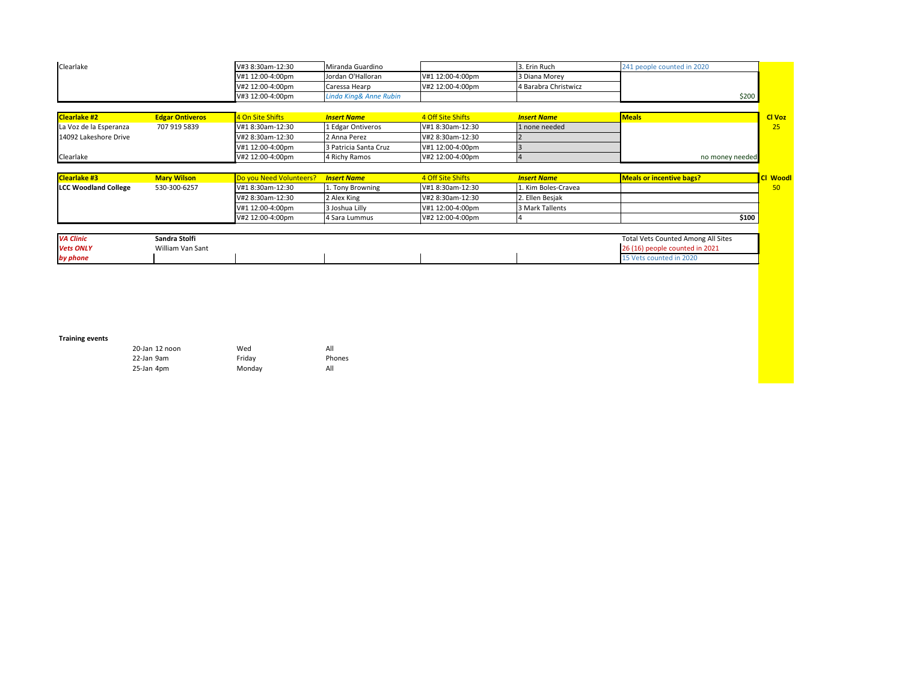| | | | | | | | |
|---|---|---|---|---|---|---|---|
| Clearlake | | V#3 8:30am-12:30 | Miranda Guardino | | 3. Erin Ruch | 241 people counted in 2020 | |
| | | V#1 12:00-4:00pm | Jordan O'Halloran | V#1 12:00-4:00pm | 3 Diana Morey | | |
| | | V#2 12:00-4:00pm | Caressa Hearp | V#2 12:00-4:00pm | 4 Barabra Christwicz | | |
| | | V#3 12:00-4:00pm | *Linda King& Anne Rubin* | | | $200 | |

| **Clearlake #2** | **Edgar Ontiveros** | 4 On Site Shifts | ***Insert Name*** | 4 Off Site Shifts | ***Insert Name*** | **Meals** | **Cl Voz** |
|---|---|---|---|---|---|---|---|
| La Voz de la Esperanza | 707 919 5839 | V#1 8:30am-12:30 | 1 Edgar Ontiveros | V#1 8:30am-12:30 | 1 none needed | | 25 |
| 14092 Lakeshore Drive | | V#2 8:30am-12:30 | 2 Anna Perez | V#2 8:30am-12:30 | 2 | | |
| | | V#1 12:00-4:00pm | 3 Patricia Santa Cruz | V#1 12:00-4:00pm | 3 | | |
| Clearlake | | V#2 12:00-4:00pm | 4 Richy Ramos | V#2 12:00-4:00pm | 4 | no money needed | |

| **Clearlake #3** | **Mary Wilson** | Do you Need Volunteers? | ***Insert Name*** | 4 Off Site Shifts | ***Insert Name*** | **Meals or incentive bags?** | **Cl Woodl** |
|---|---|---|---|---|---|---|---|
| **LCC Woodland College** | 530-300-6257 | V#1 8:30am-12:30 | 1. Tony Browning | V#1 8:30am-12:30 | 1. Kim Boles-Cravea | | 50 |
| | | V#2 8:30am-12:30 | 2 Alex King | V#2 8:30am-12:30 | 2. Ellen Besjak | | |
| | | V#1 12:00-4:00pm | 3 Joshua Lilly | V#1 12:00-4:00pm | 3 Mark Tallents | | |
| | | V#2 12:00-4:00pm | 4 Sara Lummus | V#2 12:00-4:00pm | 4 | **$100** | |

| | | | | | | |
|---|---|---|---|---|---|---|
| ***VA Clinic*** | **Sandra Stolfi** | | | | | Total Vets Counted Among All Sites |
| ***Vets ONLY*** | William Van Sant | | | | | 26 (16) people counted in 2021 |
| ***by phone*** | | | | | | 15 Vets counted in 2020 |

**Training events**

| | | | |
|---|---|---|---|
| 20-Jan | 12 noon | Wed | All |
| 22-Jan | 9am | Friday | Phones |
| 25-Jan | 4pm | Monday | All |